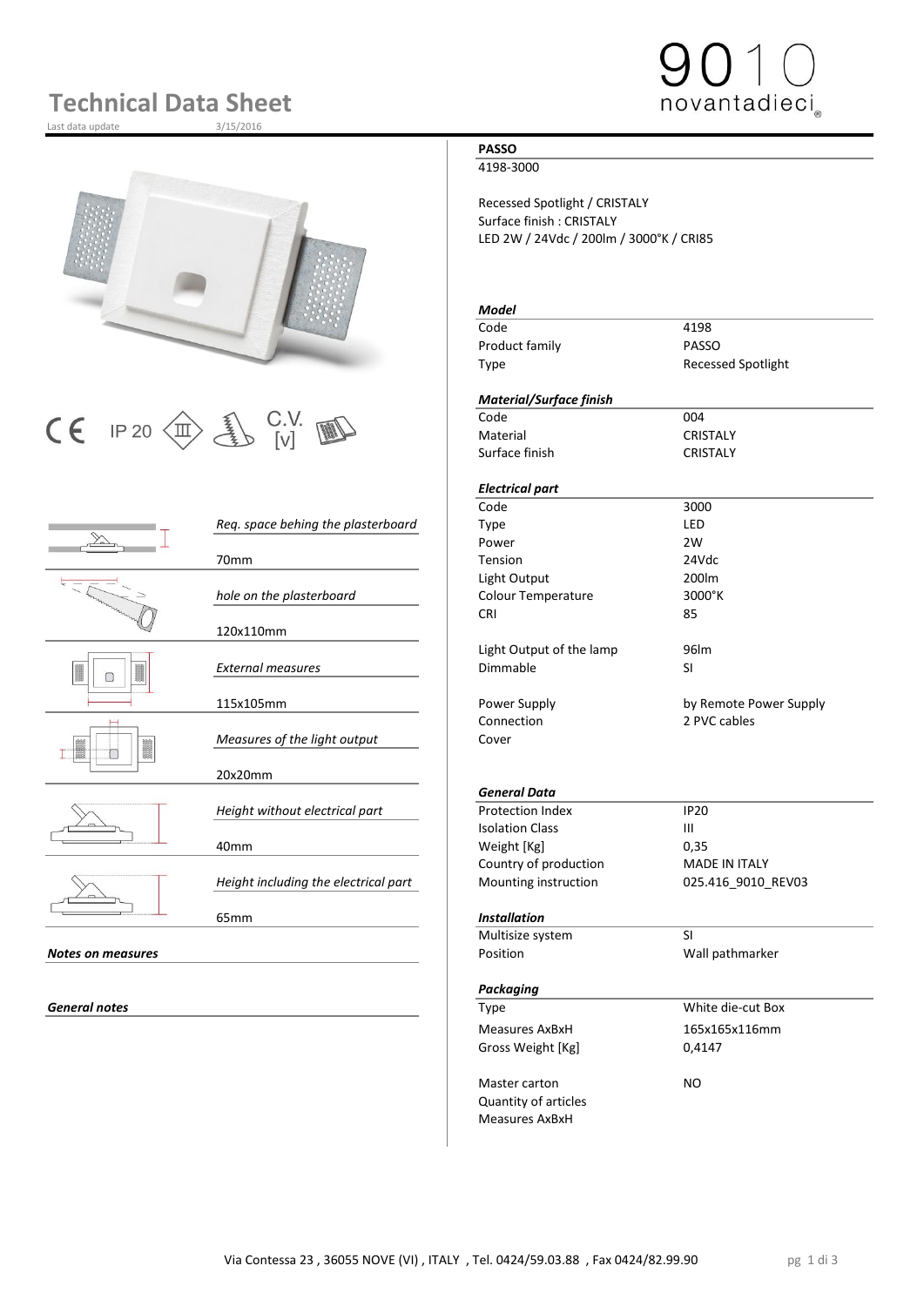# Technical Data Sheet

Last data update 3/15/2016

9010 novantadieci

## PASSO

4198-3000

Recessed Spotlight / CRISTALY
Surface finish : CRISTALY
LED 2W / 24Vdc / 200lm / 3000°K / CRI85

CE IP 20 C.V. [v]

| | |
|---|---|
| *Req. space behing the plasterboard* | 70mm |
| *hole on the plasterboard* | 120x110mm |
| *External measures* | 115x105mm |
| *Measures of the light output* | 20x20mm |
| *Height without electrical part* | 40mm |
| *Height including the electrical part* | 65mm |

***Notes on measures***

***General notes***

***Model***

| | |
|---|---|
| Code | 4198 |
| Product family | PASSO |
| Type | Recessed Spotlight |

***Material/Surface finish***

| | |
|---|---|
| Code | 004 |
| Material | CRISTALY |
| Surface finish | CRISTALY |

***Electrical part***

| | |
|---|---|
| Code | 3000 |
| Type | LED |
| Power | 2W |
| Tension | 24Vdc |
| Light Output | 200lm |
| Colour Temperature | 3000°K |
| CRI | 85 |
| Light Output of the lamp | 96lm |
| Dimmable | SI |
| Power Supply | by Remote Power Supply |
| Connection | 2 PVC cables |
| Cover | |

***General Data***

| | |
|---|---|
| Protection Index | IP20 |
| Isolation Class | III |
| Weight [Kg] | 0,35 |
| Country of production | MADE IN ITALY |
| Mounting instruction | 025.416_9010_REV03 |

***Installation***

| | |
|---|---|
| Multisize system | SI |
| Position | Wall pathmarker |

***Packaging***

| | |
|---|---|
| Type | White die-cut Box |
| Measures AxBxH | 165x165x116mm |
| Gross Weight [Kg] | 0,4147 |
| Master carton | NO |
| Quantity of articles | |
| Measures AxBxH | |

Via Contessa 23 , 36055 NOVE (VI) , ITALY , Tel. 0424/59.03.88 , Fax 0424/82.99.90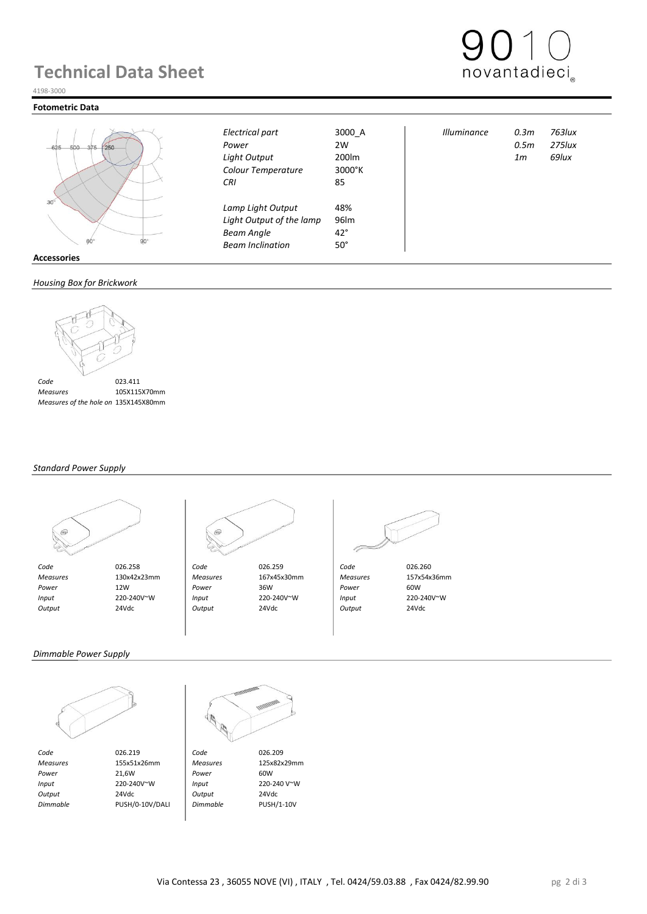# Technical Data Sheet

4198-3000

## Fotometric Data

| | | |
|---|---|---|
| *Electrical part* | 3000_A | |
| *Power* | 2W | |
| *Light Output* | 200lm | |
| *Colour Temperature* | 3000°K | |
| *CRI* | 85 | |
| *Lamp Light Output* | 48% | |
| *Light Output of the lamp* | 96lm | |
| *Beam Angle* | 42° | |
| *Beam Inclination* | 50° | |

| *Illuminance* | | |
|---|---|---|
| | 0.3m | 763lux |
| | 0.5m | 275lux |
| | 1m | 69lux |

## Accessories

### *Housing Box for Brickwork*

| | |
|---|---|
| *Code* | 023.411 |
| *Measures* | 105X115X70mm |
| *Measures of the hole on* | 135X145X80mm |

### *Standard Power Supply*

| | | | | | |
|---|---|---|---|---|---|
| *Code* | 026.258 | *Code* | 026.259 | *Code* | 026.260 |
| *Measures* | 130x42x23mm | *Measures* | 167x45x30mm | *Measures* | 157x54x36mm |
| *Power* | 12W | *Power* | 36W | *Power* | 60W |
| *Input* | 220-240V~W | *Input* | 220-240V~W | *Input* | 220-240V~W |
| *Output* | 24Vdc | *Output* | 24Vdc | *Output* | 24Vdc |

### *Dimmable Power Supply*

| | | | |
|---|---|---|---|
| *Code* | 026.219 | *Code* | 026.209 |
| *Measures* | 155x51x26mm | *Measures* | 125x82x29mm |
| *Power* | 21,6W | *Power* | 60W |
| *Input* | 220-240V~W | *Input* | 220-240 V~W |
| *Output* | 24Vdc | *Output* | 24Vdc |
| *Dimmable* | PUSH/0-10V/DALI | *Dimmable* | PUSH/1-10V |

Via Contessa 23 , 36055 NOVE (VI) , ITALY , Tel. 0424/59.03.88 , Fax 0424/82.99.90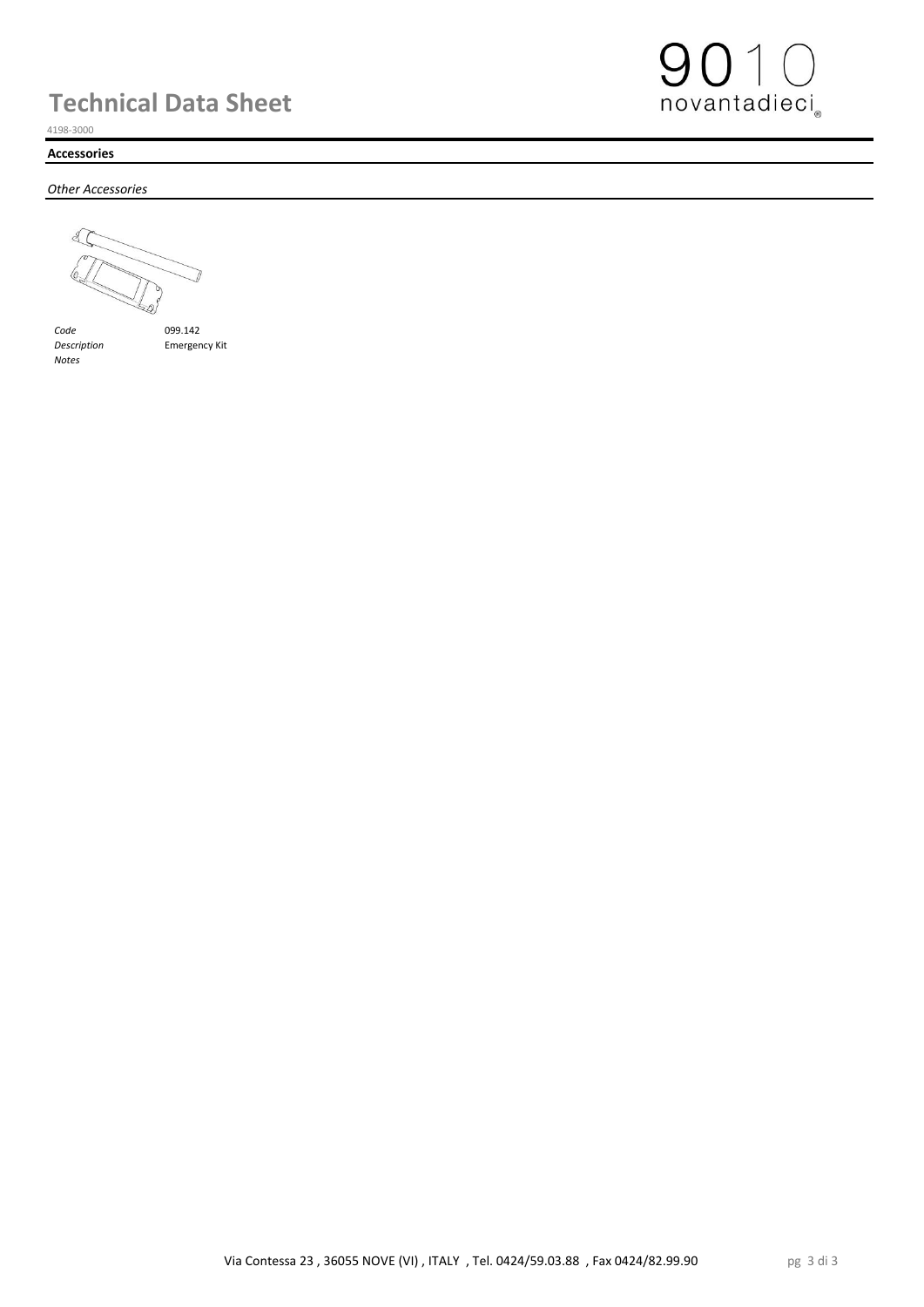## Accessories

### *Other Accessories*

| | |
|---|---|
| *Code* | 099.142 |
| *Description* | Emergency Kit |
| *Notes* | |